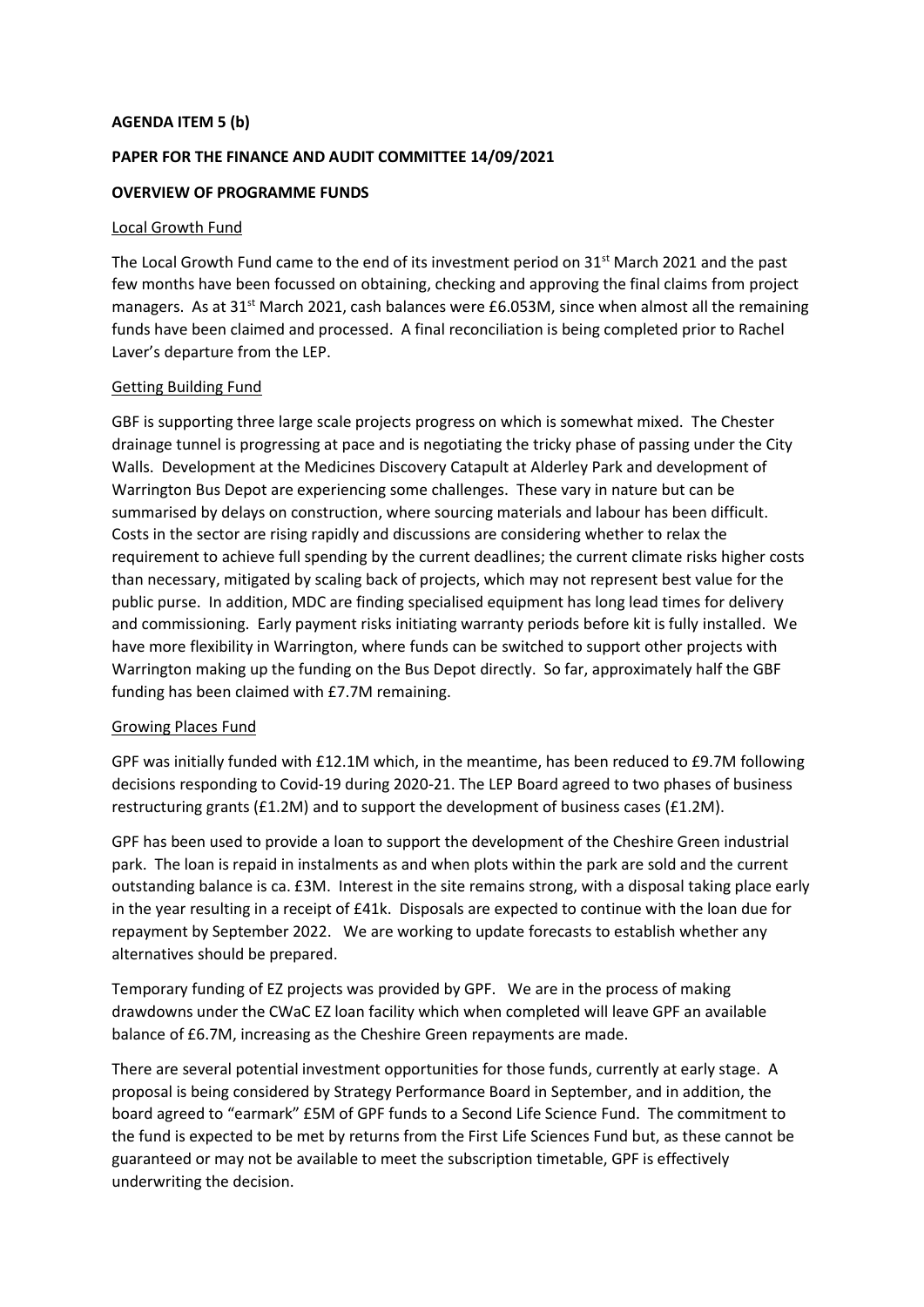**AGENDA ITEM 5 (b)**

**PAPER FOR THE FINANCE AND AUDIT COMMITTEE 14/09/2021**

**OVERVIEW OF PROGRAMME FUNDS**

Local Growth Fund

The Local Growth Fund came to the end of its investment period on 31st March 2021 and the past few months have been focussed on obtaining, checking and approving the final claims from project managers. As at 31st March 2021, cash balances were £6.053M, since when almost all the remaining funds have been claimed and processed. A final reconciliation is being completed prior to Rachel Laver's departure from the LEP.

Getting Building Fund

GBF is supporting three large scale projects progress on which is somewhat mixed. The Chester drainage tunnel is progressing at pace and is negotiating the tricky phase of passing under the City Walls. Development at the Medicines Discovery Catapult at Alderley Park and development of Warrington Bus Depot are experiencing some challenges. These vary in nature but can be summarised by delays on construction, where sourcing materials and labour has been difficult. Costs in the sector are rising rapidly and discussions are considering whether to relax the requirement to achieve full spending by the current deadlines; the current climate risks higher costs than necessary, mitigated by scaling back of projects, which may not represent best value for the public purse. In addition, MDC are finding specialised equipment has long lead times for delivery and commissioning. Early payment risks initiating warranty periods before kit is fully installed. We have more flexibility in Warrington, where funds can be switched to support other projects with Warrington making up the funding on the Bus Depot directly. So far, approximately half the GBF funding has been claimed with £7.7M remaining.

Growing Places Fund

GPF was initially funded with £12.1M which, in the meantime, has been reduced to £9.7M following decisions responding to Covid-19 during 2020-21. The LEP Board agreed to two phases of business restructuring grants (£1.2M) and to support the development of business cases (£1.2M).

GPF has been used to provide a loan to support the development of the Cheshire Green industrial park. The loan is repaid in instalments as and when plots within the park are sold and the current outstanding balance is ca. £3M. Interest in the site remains strong, with a disposal taking place early in the year resulting in a receipt of £41k. Disposals are expected to continue with the loan due for repayment by September 2022. We are working to update forecasts to establish whether any alternatives should be prepared.

Temporary funding of EZ projects was provided by GPF. We are in the process of making drawdowns under the CWaC EZ loan facility which when completed will leave GPF an available balance of £6.7M, increasing as the Cheshire Green repayments are made.

There are several potential investment opportunities for those funds, currently at early stage. A proposal is being considered by Strategy Performance Board in September, and in addition, the board agreed to "earmark" £5M of GPF funds to a Second Life Science Fund. The commitment to the fund is expected to be met by returns from the First Life Sciences Fund but, as these cannot be guaranteed or may not be available to meet the subscription timetable, GPF is effectively underwriting the decision.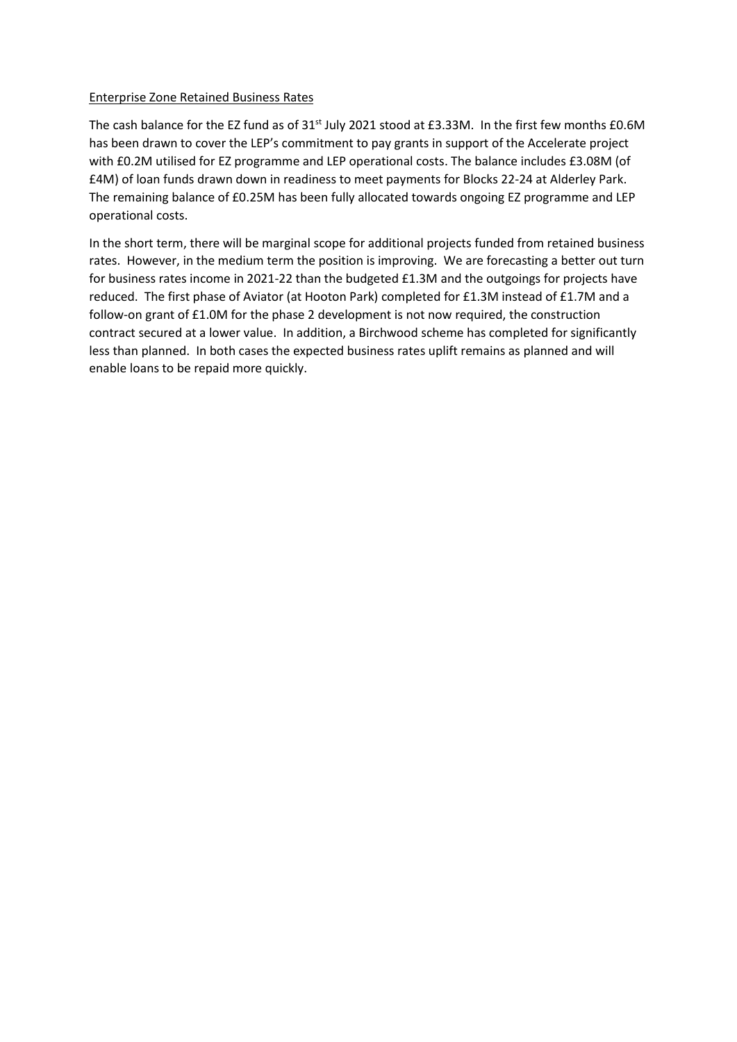Enterprise Zone Retained Business Rates

The cash balance for the EZ fund as of 31st July 2021 stood at £3.33M. In the first few months £0.6M has been drawn to cover the LEP's commitment to pay grants in support of the Accelerate project with £0.2M utilised for EZ programme and LEP operational costs. The balance includes £3.08M (of £4M) of loan funds drawn down in readiness to meet payments for Blocks 22-24 at Alderley Park. The remaining balance of £0.25M has been fully allocated towards ongoing EZ programme and LEP operational costs.

In the short term, there will be marginal scope for additional projects funded from retained business rates. However, in the medium term the position is improving. We are forecasting a better out turn for business rates income in 2021-22 than the budgeted £1.3M and the outgoings for projects have reduced. The first phase of Aviator (at Hooton Park) completed for £1.3M instead of £1.7M and a follow-on grant of £1.0M for the phase 2 development is not now required, the construction contract secured at a lower value. In addition, a Birchwood scheme has completed for significantly less than planned. In both cases the expected business rates uplift remains as planned and will enable loans to be repaid more quickly.